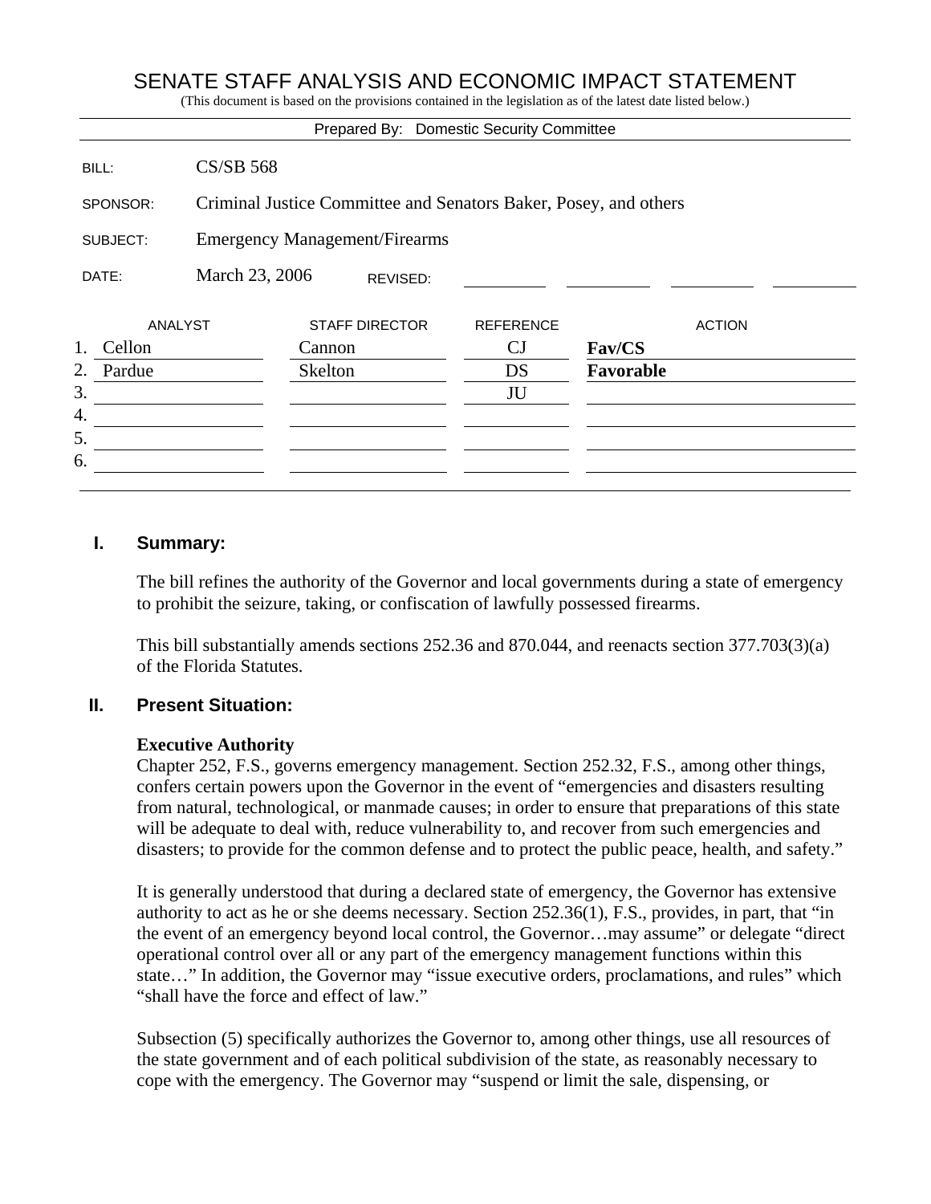# SENATE STAFF ANALYSIS AND ECONOMIC IMPACT STATEMENT

(This document is based on the provisions contained in the legislation as of the latest date listed below.)

Prepared By: Domestic Security Committee

| | |
|---|---|
| BILL: | CS/SB 568 |
| SPONSOR: | Criminal Justice Committee and Senators Baker, Posey, and others |
| SUBJECT: | Emergency Management/Firearms |
| DATE: | March 23, 2006 REVISED: |

| | ANALYST | STAFF DIRECTOR | REFERENCE | ACTION |
|---|---|---|---|---|
| 1. | Cellon | Cannon | CJ | **Fav/CS** |
| 2. | Pardue | Skelton | DS | **Favorable** |
| 3. | | | JU | |
| 4. | | | | |
| 5. | | | | |
| 6. | | | | |

## I. Summary:

The bill refines the authority of the Governor and local governments during a state of emergency to prohibit the seizure, taking, or confiscation of lawfully possessed firearms.

This bill substantially amends sections 252.36 and 870.044, and reenacts section 377.703(3)(a) of the Florida Statutes.

## II. Present Situation:

**Executive Authority**

Chapter 252, F.S., governs emergency management. Section 252.32, F.S., among other things, confers certain powers upon the Governor in the event of "emergencies and disasters resulting from natural, technological, or manmade causes; in order to ensure that preparations of this state will be adequate to deal with, reduce vulnerability to, and recover from such emergencies and disasters; to provide for the common defense and to protect the public peace, health, and safety."

It is generally understood that during a declared state of emergency, the Governor has extensive authority to act as he or she deems necessary. Section 252.36(1), F.S., provides, in part, that "in the event of an emergency beyond local control, the Governor…may assume" or delegate "direct operational control over all or any part of the emergency management functions within this state…" In addition, the Governor may "issue executive orders, proclamations, and rules" which "shall have the force and effect of law."

Subsection (5) specifically authorizes the Governor to, among other things, use all resources of the state government and of each political subdivision of the state, as reasonably necessary to cope with the emergency. The Governor may "suspend or limit the sale, dispensing, or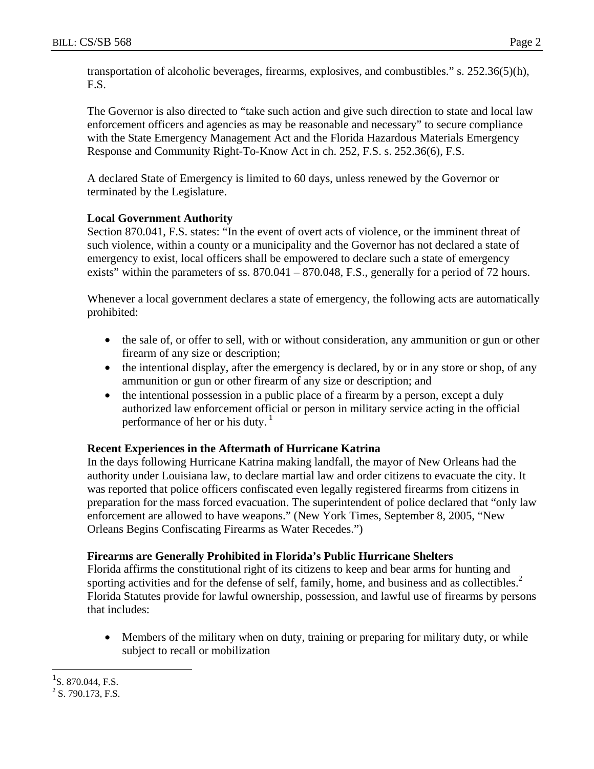transportation of alcoholic beverages, firearms, explosives, and combustibles." s. 252.36(5)(h), F.S.

The Governor is also directed to "take such action and give such direction to state and local law enforcement officers and agencies as may be reasonable and necessary" to secure compliance with the State Emergency Management Act and the Florida Hazardous Materials Emergency Response and Community Right-To-Know Act in ch. 252, F.S. s. 252.36(6), F.S.

A declared State of Emergency is limited to 60 days, unless renewed by the Governor or terminated by the Legislature.

**Local Government Authority**

Section 870.041, F.S. states: "In the event of overt acts of violence, or the imminent threat of such violence, within a county or a municipality and the Governor has not declared a state of emergency to exist, local officers shall be empowered to declare such a state of emergency exists" within the parameters of ss. 870.041 – 870.048, F.S., generally for a period of 72 hours.

Whenever a local government declares a state of emergency, the following acts are automatically prohibited:

- the sale of, or offer to sell, with or without consideration, any ammunition or gun or other firearm of any size or description;
- the intentional display, after the emergency is declared, by or in any store or shop, of any ammunition or gun or other firearm of any size or description; and
- the intentional possession in a public place of a firearm by a person, except a duly authorized law enforcement official or person in military service acting in the official performance of her or his duty. [1]

**Recent Experiences in the Aftermath of Hurricane Katrina**

In the days following Hurricane Katrina making landfall, the mayor of New Orleans had the authority under Louisiana law, to declare martial law and order citizens to evacuate the city. It was reported that police officers confiscated even legally registered firearms from citizens in preparation for the mass forced evacuation. The superintendent of police declared that "only law enforcement are allowed to have weapons." (New York Times, September 8, 2005, "New Orleans Begins Confiscating Firearms as Water Recedes.")

**Firearms are Generally Prohibited in Florida's Public Hurricane Shelters**

Florida affirms the constitutional right of its citizens to keep and bear arms for hunting and sporting activities and for the defense of self, family, home, and business and as collectibles.[2] Florida Statutes provide for lawful ownership, possession, and lawful use of firearms by persons that includes:

- Members of the military when on duty, training or preparing for military duty, or while subject to recall or mobilization

---

[1] S. 870.044, F.S.

[2] S. 790.173, F.S.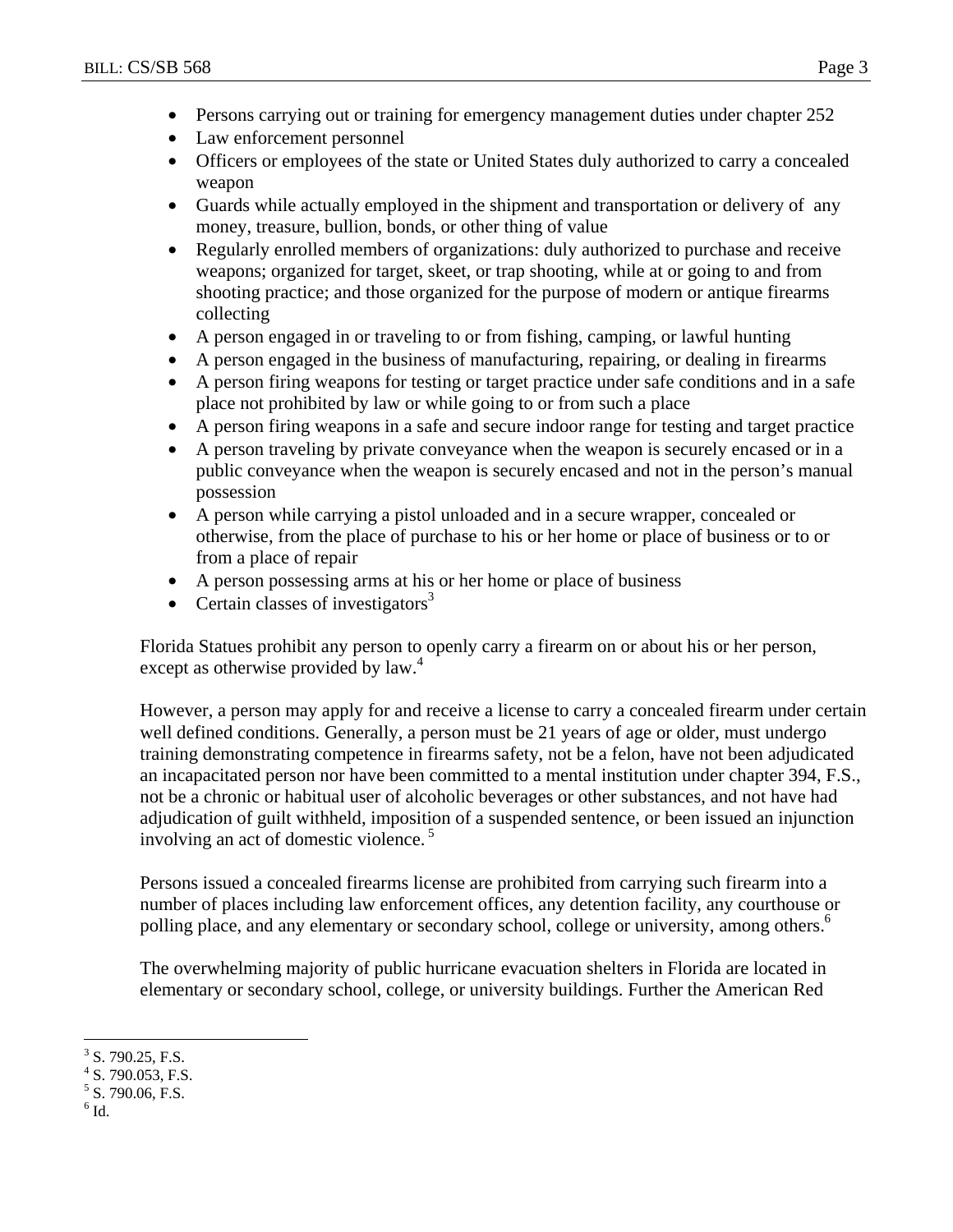- Persons carrying out or training for emergency management duties under chapter 252
- Law enforcement personnel
- Officers or employees of the state or United States duly authorized to carry a concealed weapon
- Guards while actually employed in the shipment and transportation or delivery of any money, treasure, bullion, bonds, or other thing of value
- Regularly enrolled members of organizations: duly authorized to purchase and receive weapons; organized for target, skeet, or trap shooting, while at or going to and from shooting practice; and those organized for the purpose of modern or antique firearms collecting
- A person engaged in or traveling to or from fishing, camping, or lawful hunting
- A person engaged in the business of manufacturing, repairing, or dealing in firearms
- A person firing weapons for testing or target practice under safe conditions and in a safe place not prohibited by law or while going to or from such a place
- A person firing weapons in a safe and secure indoor range for testing and target practice
- A person traveling by private conveyance when the weapon is securely encased or in a public conveyance when the weapon is securely encased and not in the person's manual possession
- A person while carrying a pistol unloaded and in a secure wrapper, concealed or otherwise, from the place of purchase to his or her home or place of business or to or from a place of repair
- A person possessing arms at his or her home or place of business
- Certain classes of investigators[3]

Florida Statues prohibit any person to openly carry a firearm on or about his or her person, except as otherwise provided by law.[4]

However, a person may apply for and receive a license to carry a concealed firearm under certain well defined conditions. Generally, a person must be 21 years of age or older, must undergo training demonstrating competence in firearms safety, not be a felon, have not been adjudicated an incapacitated person nor have been committed to a mental institution under chapter 394, F.S., not be a chronic or habitual user of alcoholic beverages or other substances, and not have had adjudication of guilt withheld, imposition of a suspended sentence, or been issued an injunction involving an act of domestic violence.[5]

Persons issued a concealed firearms license are prohibited from carrying such firearm into a number of places including law enforcement offices, any detention facility, any courthouse or polling place, and any elementary or secondary school, college or university, among others.[6]

The overwhelming majority of public hurricane evacuation shelters in Florida are located in elementary or secondary school, college, or university buildings. Further the American Red

---

[3] S. 790.25, F.S.

[4] S. 790.053, F.S.

[5] S. 790.06, F.S.

[6] Id.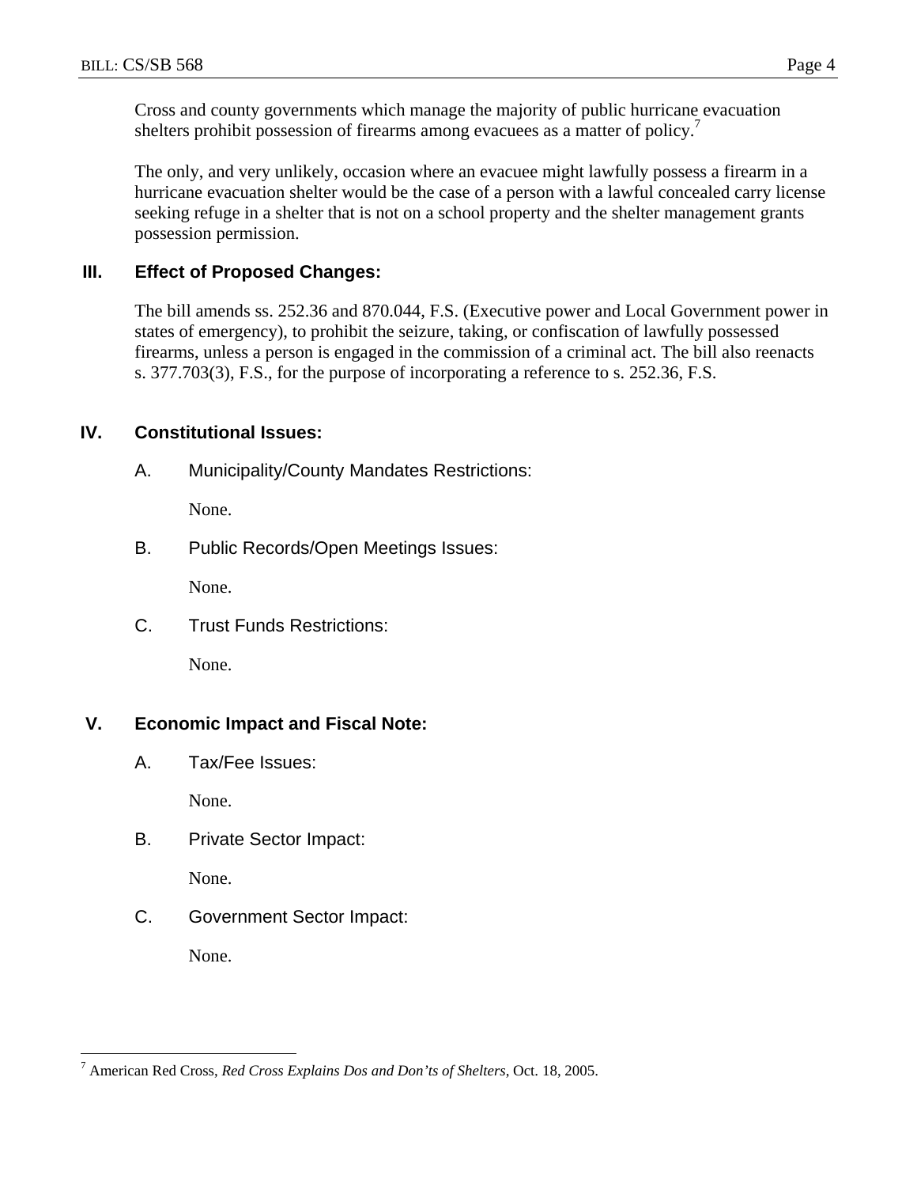Cross and county governments which manage the majority of public hurricane evacuation shelters prohibit possession of firearms among evacuees as a matter of policy.[7]

The only, and very unlikely, occasion where an evacuee might lawfully possess a firearm in a hurricane evacuation shelter would be the case of a person with a lawful concealed carry license seeking refuge in a shelter that is not on a school property and the shelter management grants possession permission.

## III. Effect of Proposed Changes:

The bill amends ss. 252.36 and 870.044, F.S. (Executive power and Local Government power in states of emergency), to prohibit the seizure, taking, or confiscation of lawfully possessed firearms, unless a person is engaged in the commission of a criminal act. The bill also reenacts s. 377.703(3), F.S., for the purpose of incorporating a reference to s. 252.36, F.S.

## IV. Constitutional Issues:

A. Municipality/County Mandates Restrictions:

None.

B. Public Records/Open Meetings Issues:

None.

C. Trust Funds Restrictions:

None.

## V. Economic Impact and Fiscal Note:

A. Tax/Fee Issues:

None.

B. Private Sector Impact:

None.

C. Government Sector Impact:

None.

---

[7] American Red Cross, *Red Cross Explains Dos and Don'ts of Shelters*, Oct. 18, 2005.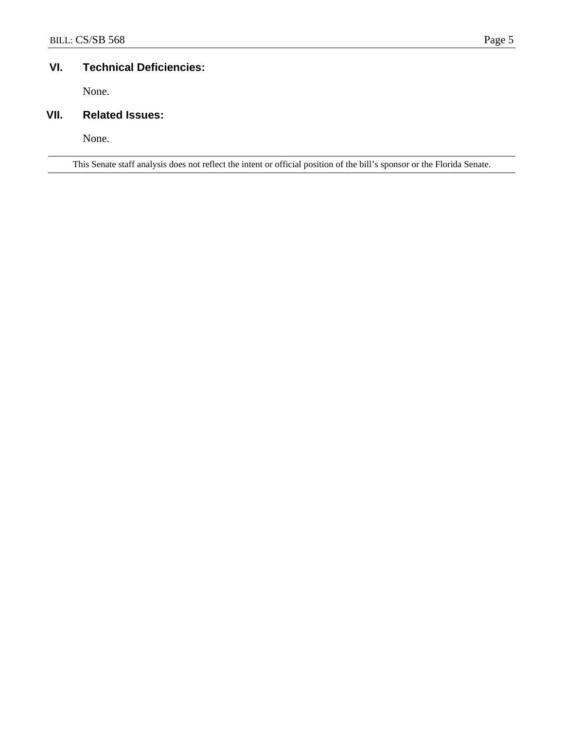## VI. Technical Deficiencies:

None.

## VII. Related Issues:

None.

---

This Senate staff analysis does not reflect the intent or official position of the bill's sponsor or the Florida Senate.

---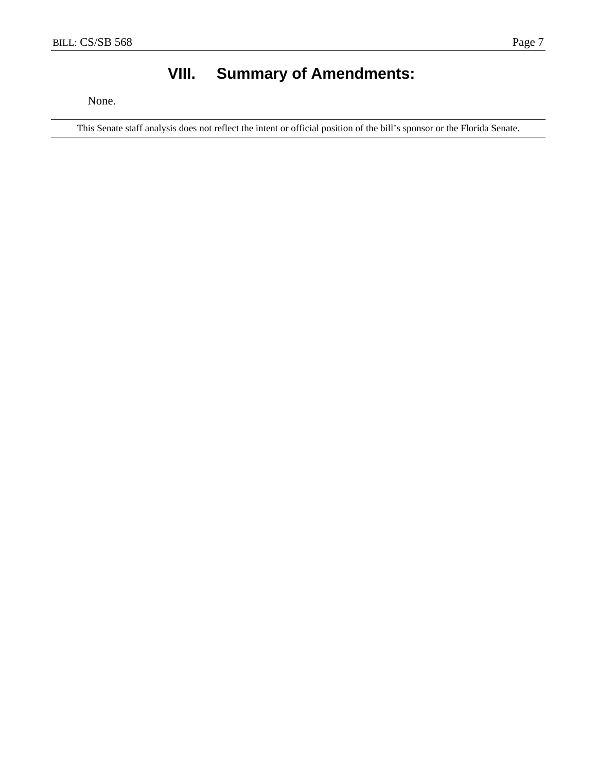# VIII. Summary of Amendments:

None.

---

This Senate staff analysis does not reflect the intent or official position of the bill's sponsor or the Florida Senate.

---